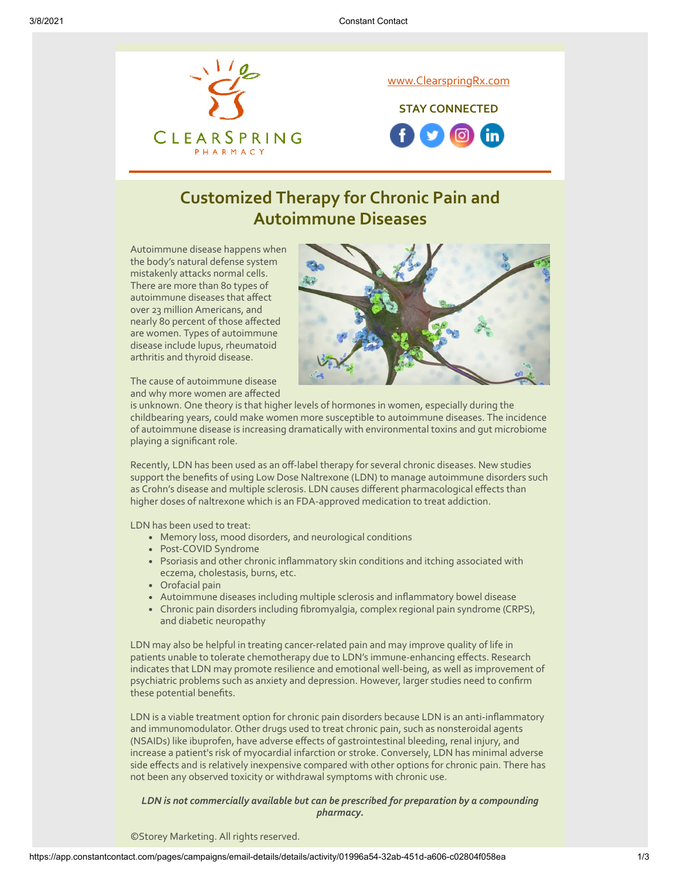www.ClearspringRx.com

**STAY CONNECTED**

# Customized Therapy for Chronic Pain and Autoimmune Diseases

Autoimmune disease happens when the body's natural defense system mistakenly attacks normal cells. There are more than 80 types of autoimmune diseases that affect over 23 million Americans, and nearly 80 percent of those affected are women. Types of autoimmune disease include lupus, rheumatoid arthritis and thyroid disease.

The cause of autoimmune disease and why more women are affected is unknown. One theory is that higher levels of hormones in women, especially during the childbearing years, could make women more susceptible to autoimmune diseases. The incidence of autoimmune disease is increasing dramatically with environmental toxins and gut microbiome playing a significant role.

Recently, LDN has been used as an off-label therapy for several chronic diseases. New studies support the benefits of using Low Dose Naltrexone (LDN) to manage autoimmune disorders such as Crohn's disease and multiple sclerosis. LDN causes different pharmacological effects than higher doses of naltrexone which is an FDA-approved medication to treat addiction.

LDN has been used to treat:

- Memory loss, mood disorders, and neurological conditions
- Post-COVID Syndrome
- Psoriasis and other chronic inflammatory skin conditions and itching associated with eczema, cholestasis, burns, etc.
- Orofacial pain
- Autoimmune diseases including multiple sclerosis and inflammatory bowel disease
- Chronic pain disorders including fibromyalgia, complex regional pain syndrome (CRPS), and diabetic neuropathy

LDN may also be helpful in treating cancer-related pain and may improve quality of life in patients unable to tolerate chemotherapy due to LDN's immune-enhancing effects. Research indicates that LDN may promote resilience and emotional well-being, as well as improvement of psychiatric problems such as anxiety and depression. However, larger studies need to confirm these potential benefits.

LDN is a viable treatment option for chronic pain disorders because LDN is an anti-inflammatory and immunomodulator. Other drugs used to treat chronic pain, such as nonsteroidal agents (NSAIDs) like ibuprofen, have adverse effects of gastrointestinal bleeding, renal injury, and increase a patient's risk of myocardial infarction or stroke. Conversely, LDN has minimal adverse side effects and is relatively inexpensive compared with other options for chronic pain. There has not been any observed toxicity or withdrawal symptoms with chronic use.

***LDN is not commercially available but can be prescribed for preparation by a compounding pharmacy.***

©Storey Marketing. All rights reserved.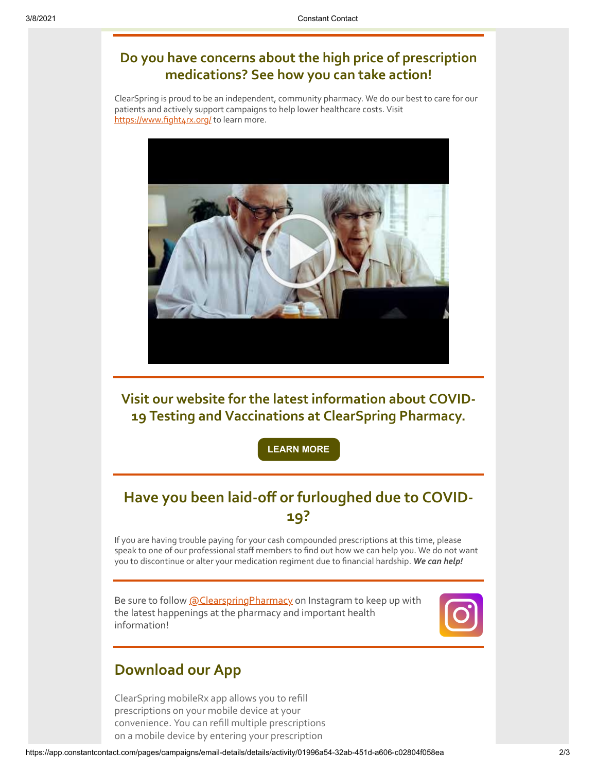## Do you have concerns about the high price of prescription medications? See how you can take action!

ClearSpring is proud to be an independent, community pharmacy. We do our best to care for our patients and actively support campaigns to help lower healthcare costs. Visit https://www.fight4rx.org/ to learn more.

---

## Visit our website for the latest information about COVID-19 Testing and Vaccinations at ClearSpring Pharmacy.

**LEARN MORE**

---

## Have you been laid-off or furloughed due to COVID-19?

If you are having trouble paying for your cash compounded prescriptions at this time, please speak to one of our professional staff members to find out how we can help you. We do not want you to discontinue or alter your medication regiment due to financial hardship. ***We can help!***

---

Be sure to follow @ClearspringPharmacy on Instagram to keep up with the latest happenings at the pharmacy and important health information!

---

## Download our App

ClearSpring mobileRx app allows you to refill prescriptions on your mobile device at your convenience. You can refill multiple prescriptions on a mobile device by entering your prescription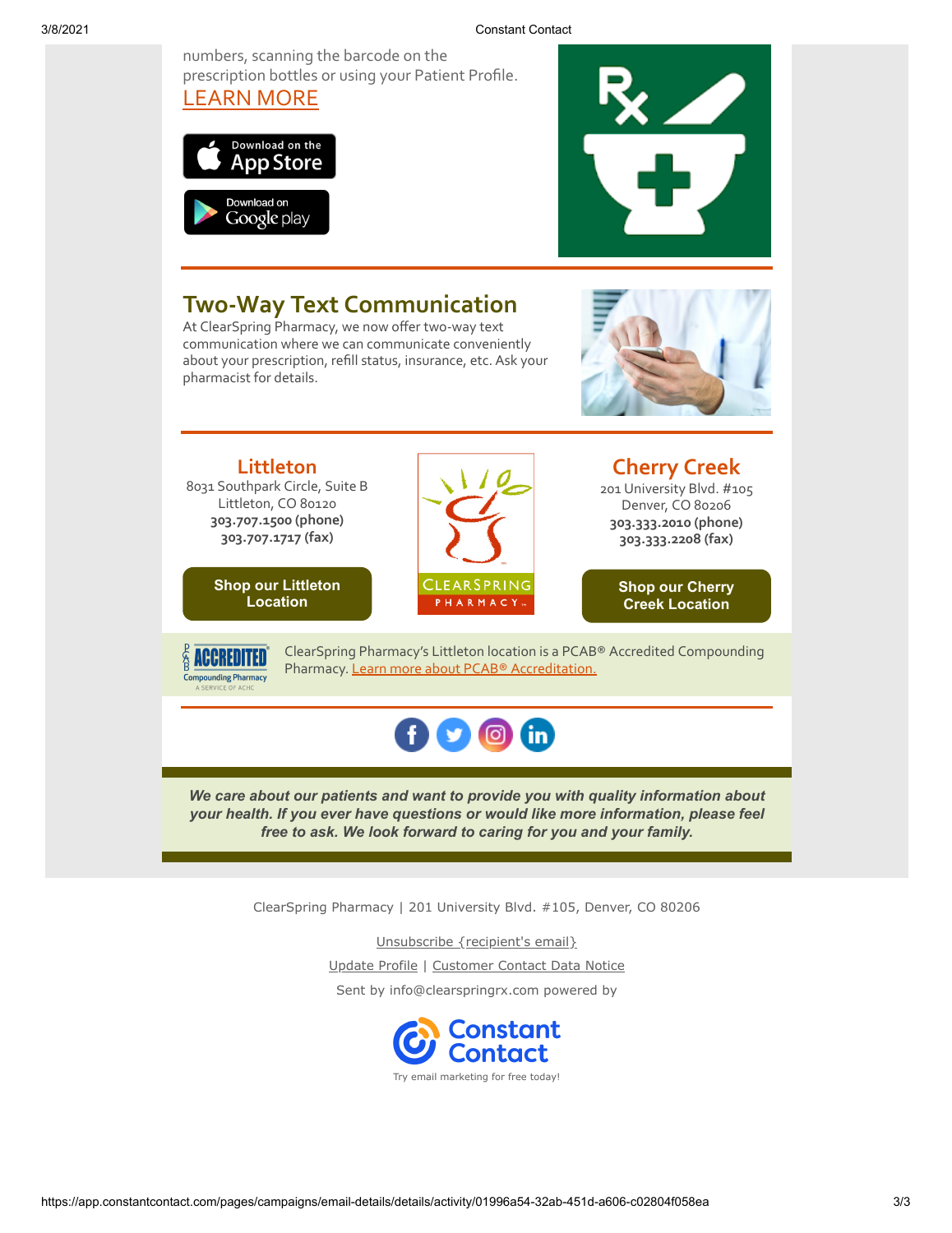numbers, scanning the barcode on the prescription bottles or using your Patient Profile. LEARN MORE

Download on the App Store

Download on Google play

## Two-Way Text Communication

At ClearSpring Pharmacy, we now offer two-way text communication where we can communicate conveniently about your prescription, refill status, insurance, etc. Ask your pharmacist for details.

### Littleton

8031 Southpark Circle, Suite B
Littleton, CO 80120
**303.707.1500 (phone)**
**303.707.1717 (fax)**

**Shop our Littleton Location**

CLEARSPRING PHARMACY

### Cherry Creek

201 University Blvd. #105
Denver, CO 80206
**303.333.2010 (phone)**
**303.333.2208 (fax)**

**Shop our Cherry Creek Location**

PCAB ACCREDITED Compounding Pharmacy A SERVICE OF ACHC

ClearSpring Pharmacy's Littleton location is a PCAB® Accredited Compounding Pharmacy. Learn more about PCAB® Accreditation.

***We care about our patients and want to provide you with quality information about your health. If you ever have questions or would like more information, please feel free to ask. We look forward to caring for you and your family.***

ClearSpring Pharmacy | 201 University Blvd. #105, Denver, CO 80206

Unsubscribe {recipient's email}

Update Profile | Customer Contact Data Notice

Sent by info@clearspringrx.com powered by

Constant Contact

Try email marketing for free today!